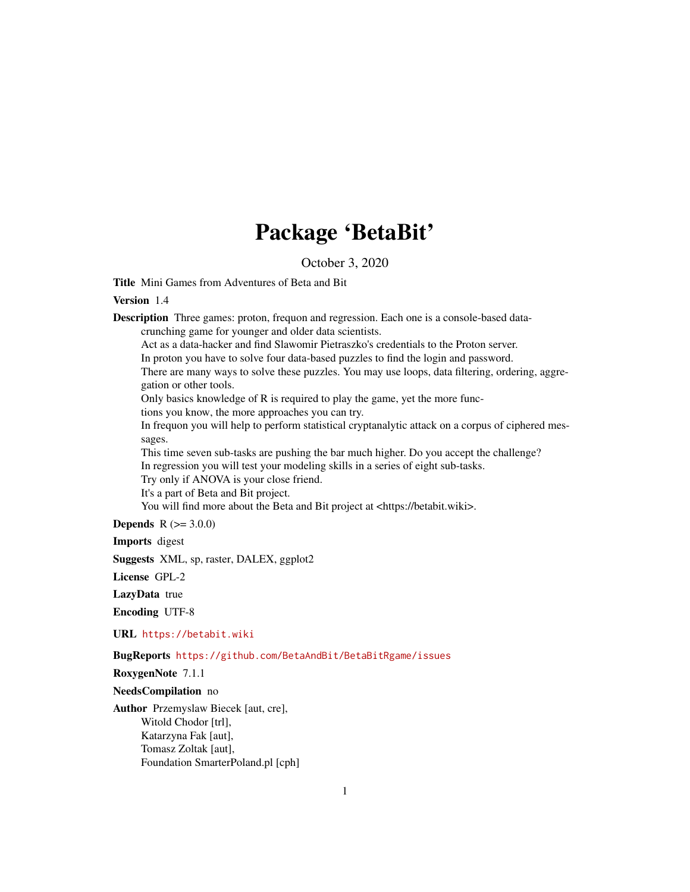# Package 'BetaBit'

October 3, 2020

**Title** Mini Games from Adventures of Beta and Bit

**Version** 1.4

**Description** Three games: proton, frequon and regression. Each one is a console-based data-crunching game for younger and older data scientists.
Act as a data-hacker and find Slawomir Pietraszko's credentials to the Proton server.
In proton you have to solve four data-based puzzles to find the login and password.
There are many ways to solve these puzzles. You may use loops, data filtering, ordering, aggregation or other tools.
Only basics knowledge of R is required to play the game, yet the more functions you know, the more approaches you can try.
In frequon you will help to perform statistical cryptanalytic attack on a corpus of ciphered messages.
This time seven sub-tasks are pushing the bar much higher. Do you accept the challenge?
In regression you will test your modeling skills in a series of eight sub-tasks.
Try only if ANOVA is your close friend.
It's a part of Beta and Bit project.
You will find more about the Beta and Bit project at <https://betabit.wiki>.

**Depends** R (>= 3.0.0)

**Imports** digest

**Suggests** XML, sp, raster, DALEX, ggplot2

**License** GPL-2

**LazyData** true

**Encoding** UTF-8

**URL** https://betabit.wiki

**BugReports** https://github.com/BetaAndBit/BetaBitRgame/issues

**RoxygenNote** 7.1.1

**NeedsCompilation** no

**Author** Przemyslaw Biecek [aut, cre],
Witold Chodor [trl],
Katarzyna Fak [aut],
Tomasz Zoltak [aut],
Foundation SmarterPoland.pl [cph]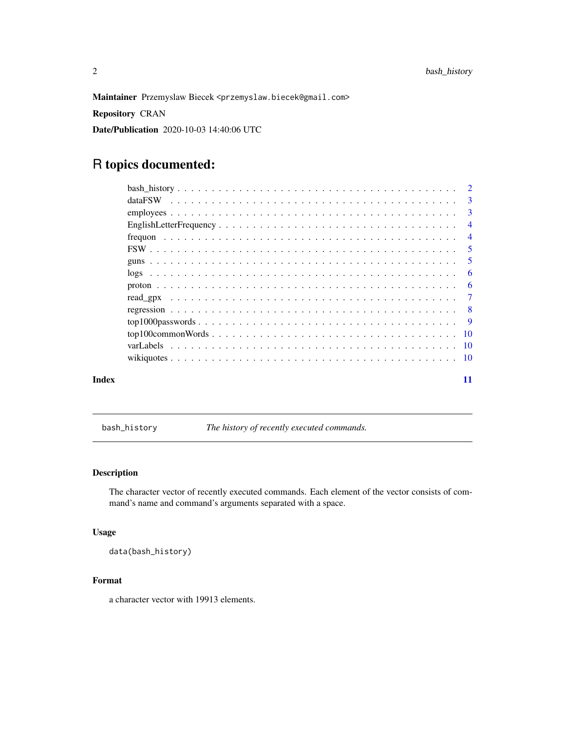**Maintainer** Przemyslaw Biecek <przemyslaw.biecek@gmail.com>

**Repository** CRAN

**Date/Publication** 2020-10-03 14:40:06 UTC

# R topics documented:

| | |
|---|---|
| bash_history | 2 |
| dataFSW | 3 |
| employees | 3 |
| EnglishLetterFrequency | 4 |
| frequon | 4 |
| FSW | 5 |
| guns | 5 |
| logs | 6 |
| proton | 6 |
| read_gpx | 7 |
| regression | 8 |
| top1000passwords | 9 |
| top100commonWords | 10 |
| varLabels | 10 |
| wikiquotes | 10 |

**Index** 11

---

`bash_history` *The history of recently executed commands.*

---

### Description

The character vector of recently executed commands. Each element of the vector consists of command's name and command's arguments separated with a space.

### Usage

```
data(bash_history)
```

### Format

a character vector with 19913 elements.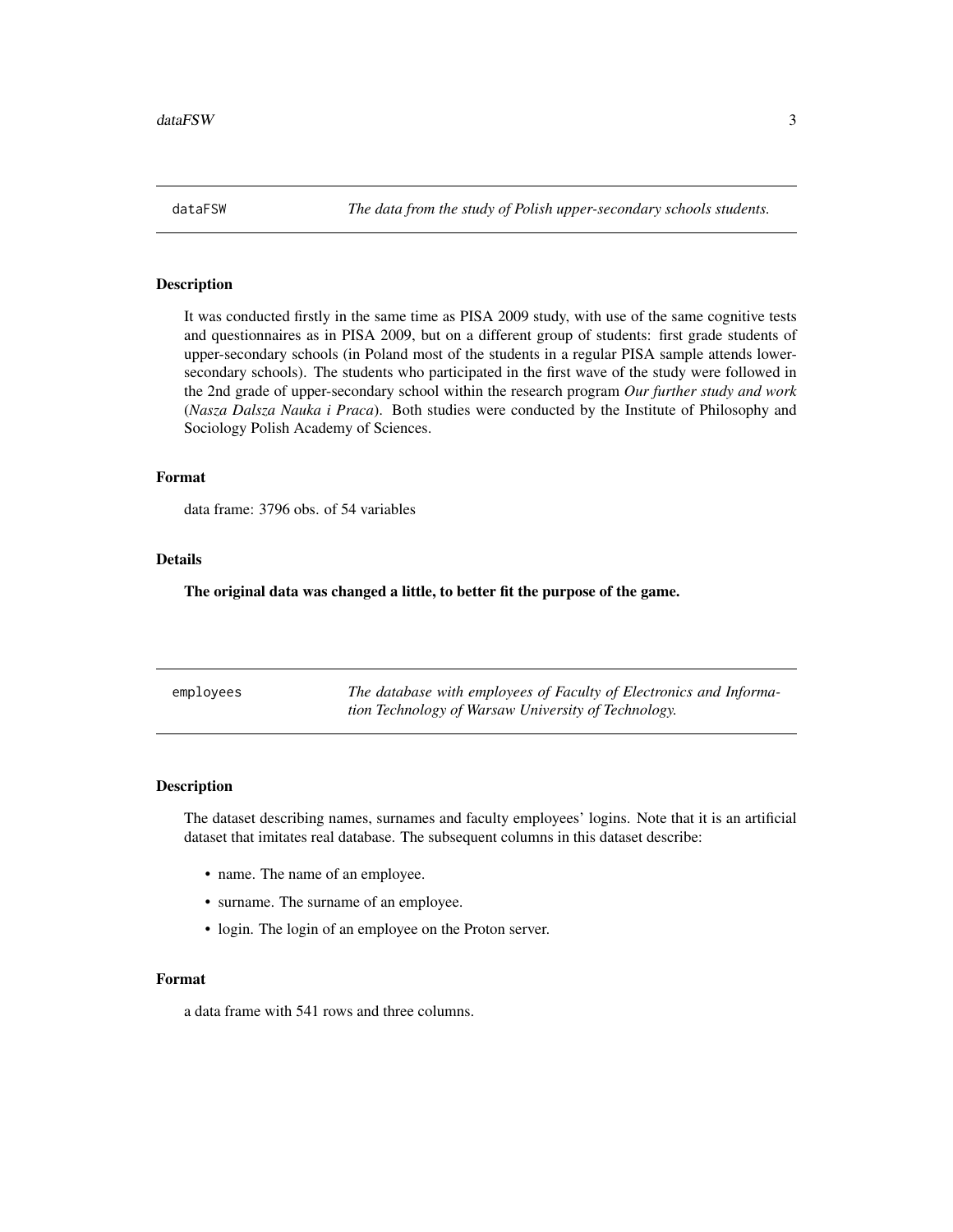## dataFSW

*The data from the study of Polish upper-secondary schools students.*

### Description

It was conducted firstly in the same time as PISA 2009 study, with use of the same cognitive tests and questionnaires as in PISA 2009, but on a different group of students: first grade students of upper-secondary schools (in Poland most of the students in a regular PISA sample attends lower-secondary schools). The students who participated in the first wave of the study were followed in the 2nd grade of upper-secondary school within the research program *Our further study and work* (*Nasza Dalsza Nauka i Praca*). Both studies were conducted by the Institute of Philosophy and Sociology Polish Academy of Sciences.

### Format

data frame: 3796 obs. of 54 variables

### Details

**The original data was changed a little, to better fit the purpose of the game.**

## employees

*The database with employees of Faculty of Electronics and Information Technology of Warsaw University of Technology.*

### Description

The dataset describing names, surnames and faculty employees' logins. Note that it is an artificial dataset that imitates real database. The subsequent columns in this dataset describe:

- name. The name of an employee.
- surname. The surname of an employee.
- login. The login of an employee on the Proton server.

### Format

a data frame with 541 rows and three columns.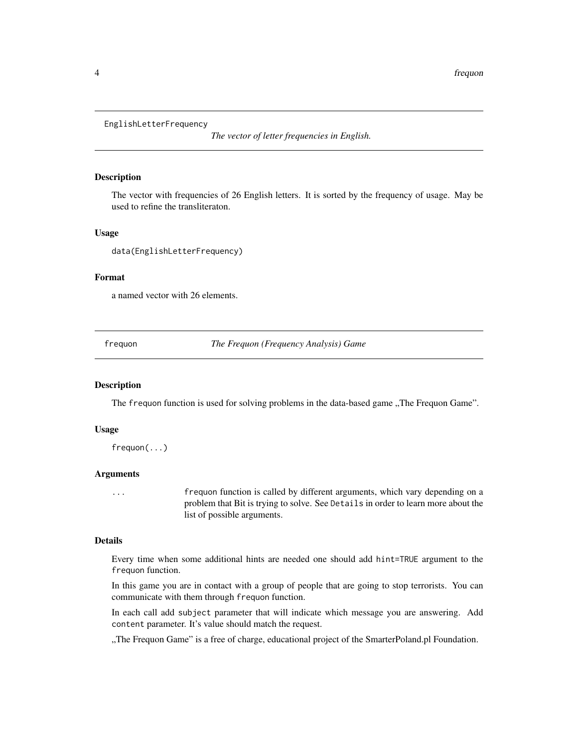## EnglishLetterFrequency

*The vector of letter frequencies in English.*

### Description

The vector with frequencies of 26 English letters. It is sorted by the frequency of usage. May be used to refine the transliteraton.

### Usage

```
data(EnglishLetterFrequency)
```

### Format

a named vector with 26 elements.

## frequon

*The Frequon (Frequency Analysis) Game*

### Description

The `frequon` function is used for solving problems in the data-based game „The Frequon Game".

### Usage

```
frequon(...)
```

### Arguments

| | |
|---|---|
| `...` | `frequon` function is called by different arguments, which vary depending on a problem that Bit is trying to solve. See `Details` in order to learn more about the list of possible arguments. |

### Details

Every time when some additional hints are needed one should add `hint=TRUE` argument to the `frequon` function.

In this game you are in contact with a group of people that are going to stop terrorists. You can communicate with them through `frequon` function.

In each call add `subject` parameter that will indicate which message you are answering. Add `content` parameter. It's value should match the request.

„The Frequon Game" is a free of charge, educational project of the SmarterPoland.pl Foundation.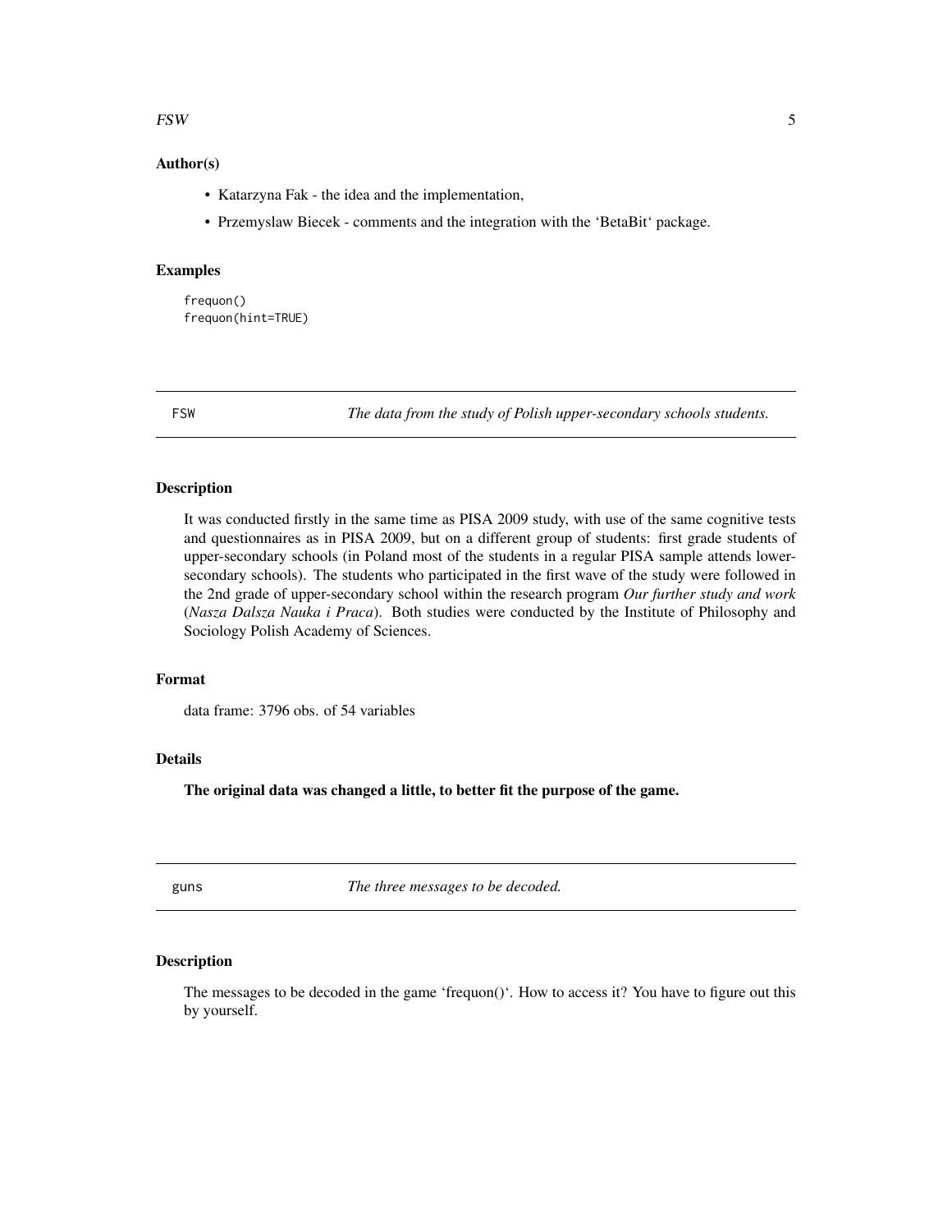### Author(s)

- Katarzyna Fak - the idea and the implementation,
- Przemyslaw Biecek - comments and the integration with the 'BetaBit' package.

### Examples

```
frequon()
frequon(hint=TRUE)
```

---

## FSW — *The data from the study of Polish upper-secondary schools students.*

---

### Description

It was conducted firstly in the same time as PISA 2009 study, with use of the same cognitive tests and questionnaires as in PISA 2009, but on a different group of students: first grade students of upper-secondary schools (in Poland most of the students in a regular PISA sample attends lower-secondary schools). The students who participated in the first wave of the study were followed in the 2nd grade of upper-secondary school within the research program *Our further study and work* (*Nasza Dalsza Nauka i Praca*). Both studies were conducted by the Institute of Philosophy and Sociology Polish Academy of Sciences.

### Format

data frame: 3796 obs. of 54 variables

### Details

**The original data was changed a little, to better fit the purpose of the game.**

---

## guns — *The three messages to be decoded.*

---

### Description

The messages to be decoded in the game 'frequon()'. How to access it? You have to figure out this by yourself.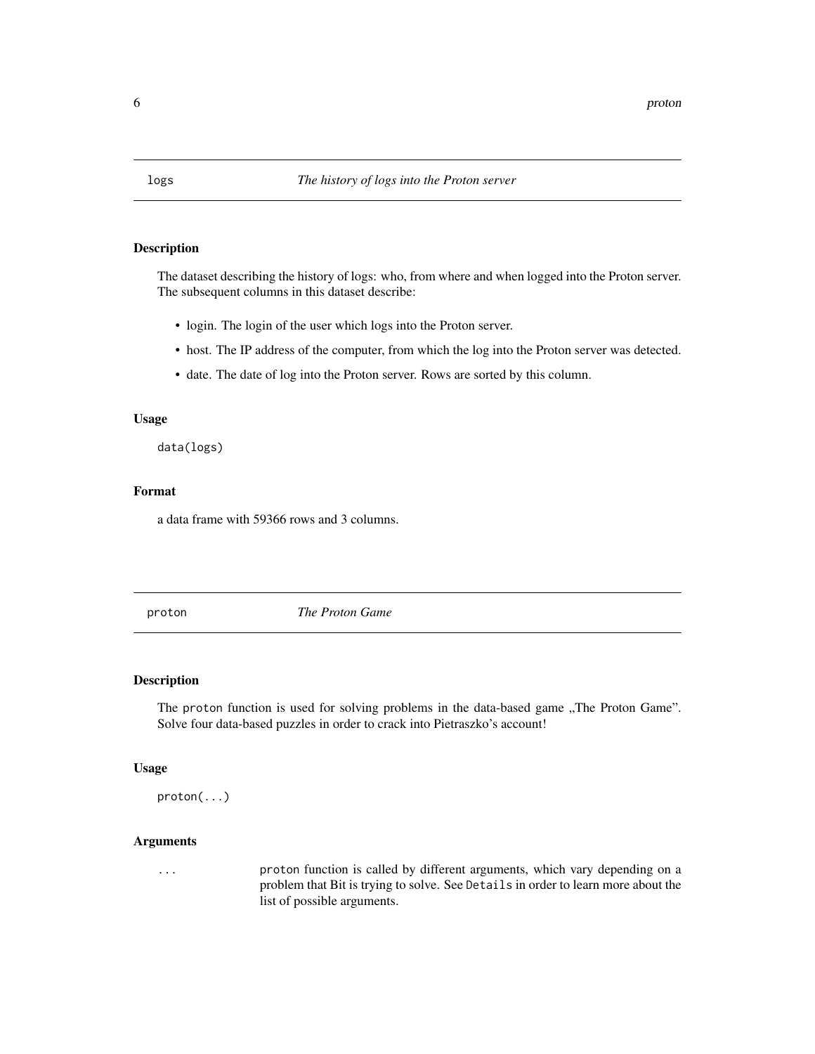## logs — *The history of logs into the Proton server*

### Description

The dataset describing the history of logs: who, from where and when logged into the Proton server. The subsequent columns in this dataset describe:

- login. The login of the user which logs into the Proton server.
- host. The IP address of the computer, from which the log into the Proton server was detected.
- date. The date of log into the Proton server. Rows are sorted by this column.

### Usage

```
data(logs)
```

### Format

a data frame with 59366 rows and 3 columns.

## proton — *The Proton Game*

### Description

The `proton` function is used for solving problems in the data-based game „The Proton Game". Solve four data-based puzzles in order to crack into Pietraszko's account!

### Usage

```
proton(...)
```

### Arguments

| | |
|---|---|
| `...` | `proton` function is called by different arguments, which vary depending on a problem that Bit is trying to solve. See `Details` in order to learn more about the list of possible arguments. |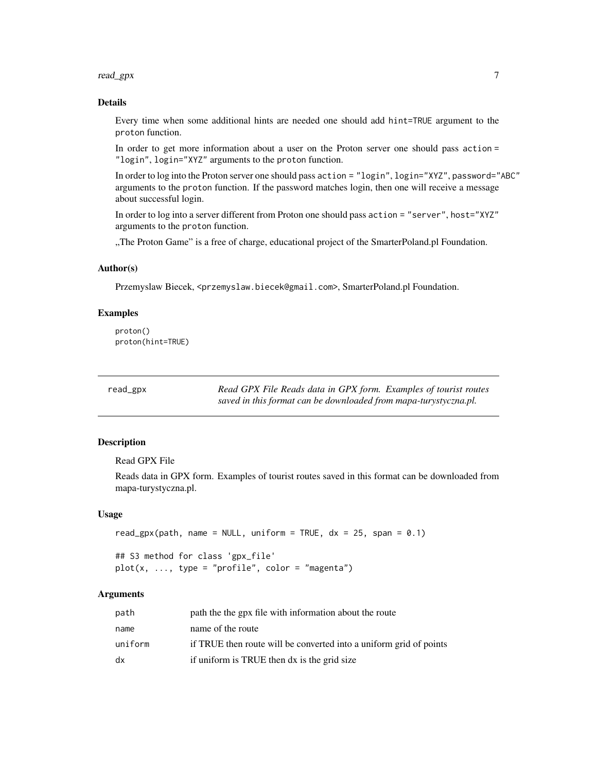### Details

Every time when some additional hints are needed one should add `hint=TRUE` argument to the `proton` function.

In order to get more information about a user on the Proton server one should pass `action = "login", login="XYZ"` arguments to the `proton` function.

In order to log into the Proton server one should pass `action = "login", login="XYZ", password="ABC"` arguments to the `proton` function. If the password matches login, then one will receive a message about successful login.

In order to log into a server different from Proton one should pass `action = "server", host="XYZ"` arguments to the `proton` function.

„The Proton Game" is a free of charge, educational project of the SmarterPoland.pl Foundation.

### Author(s)

Przemyslaw Biecek, <przemyslaw.biecek@gmail.com>, SmarterPoland.pl Foundation.

### Examples

```
proton()
proton(hint=TRUE)
```

---

## read_gpx — *Read GPX File Reads data in GPX form. Examples of tourist routes saved in this format can be downloaded from mapa-turystyczna.pl.*

---

### Description

Read GPX File

Reads data in GPX form. Examples of tourist routes saved in this format can be downloaded from mapa-turystyczna.pl.

### Usage

```
read_gpx(path, name = NULL, uniform = TRUE, dx = 25, span = 0.1)

## S3 method for class 'gpx_file'
plot(x, ..., type = "profile", color = "magenta")
```

### Arguments

| | |
|---|---|
| `path` | path the the gpx file with information about the route |
| `name` | name of the route |
| `uniform` | if TRUE then route will be converted into a uniform grid of points |
| `dx` | if uniform is TRUE then dx is the grid size |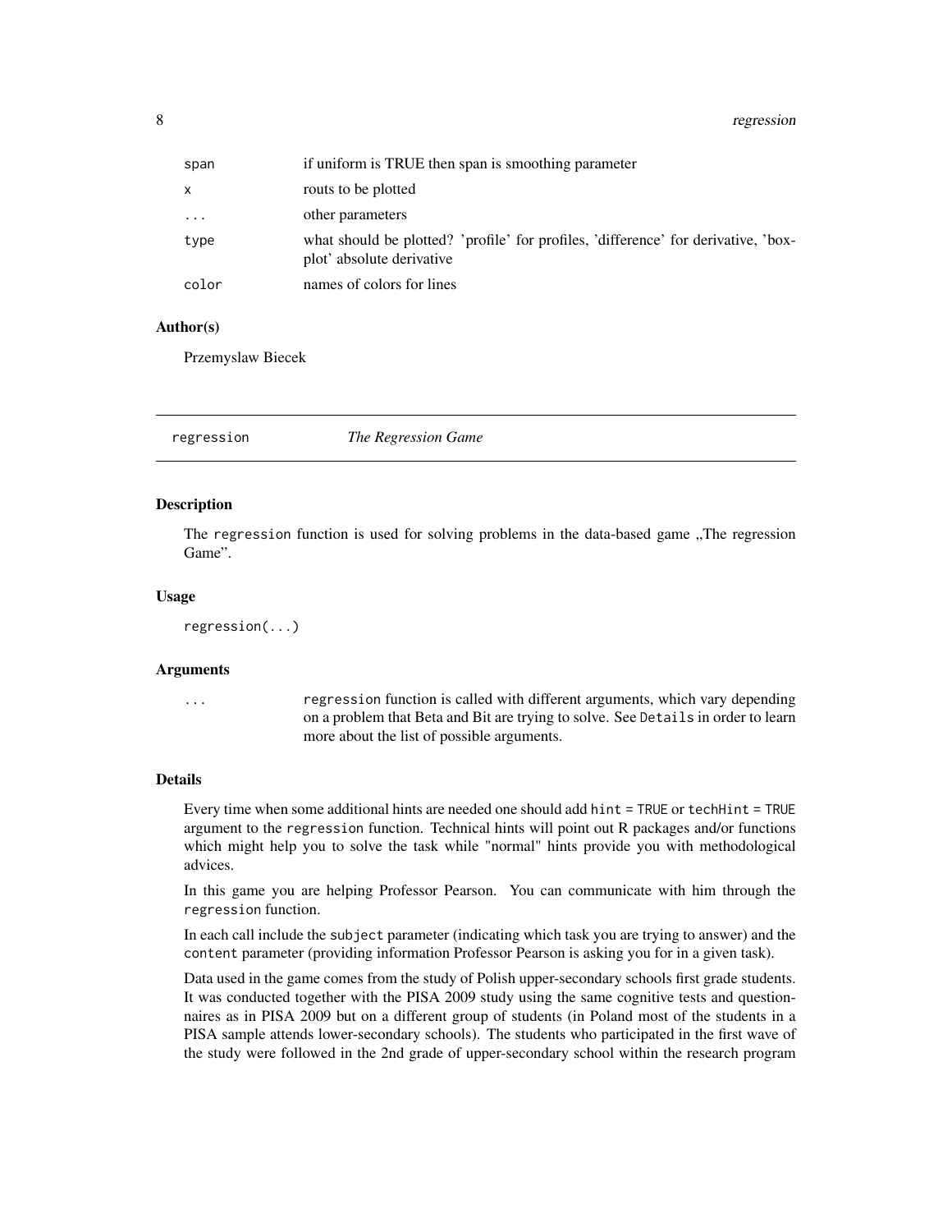| | |
|---|---|
| span | if uniform is TRUE then span is smoothing parameter |
| x | routs to be plotted |
| ... | other parameters |
| type | what should be plotted? 'profile' for profiles, 'difference' for derivative, 'boxplot' absolute derivative |
| color | names of colors for lines |

### Author(s)

Przemyslaw Biecek

---

## regression *The Regression Game*

---

### Description

The `regression` function is used for solving problems in the data-based game „The regression Game".

### Usage

```
regression(...)
```

### Arguments

| | |
|---|---|
| ... | `regression` function is called with different arguments, which vary depending on a problem that Beta and Bit are trying to solve. See `Details` in order to learn more about the list of possible arguments. |

### Details

Every time when some additional hints are needed one should add `hint = TRUE` or `techHint = TRUE` argument to the `regression` function. Technical hints will point out R packages and/or functions which might help you to solve the task while "normal" hints provide you with methodological advices.

In this game you are helping Professor Pearson. You can communicate with him through the `regression` function.

In each call include the `subject` parameter (indicating which task you are trying to answer) and the `content` parameter (providing information Professor Pearson is asking you for in a given task).

Data used in the game comes from the study of Polish upper-secondary schools first grade students. It was conducted together with the PISA 2009 study using the same cognitive tests and questionnaires as in PISA 2009 but on a different group of students (in Poland most of the students in a PISA sample attends lower-secondary schools). The students who participated in the first wave of the study were followed in the 2nd grade of upper-secondary school within the research program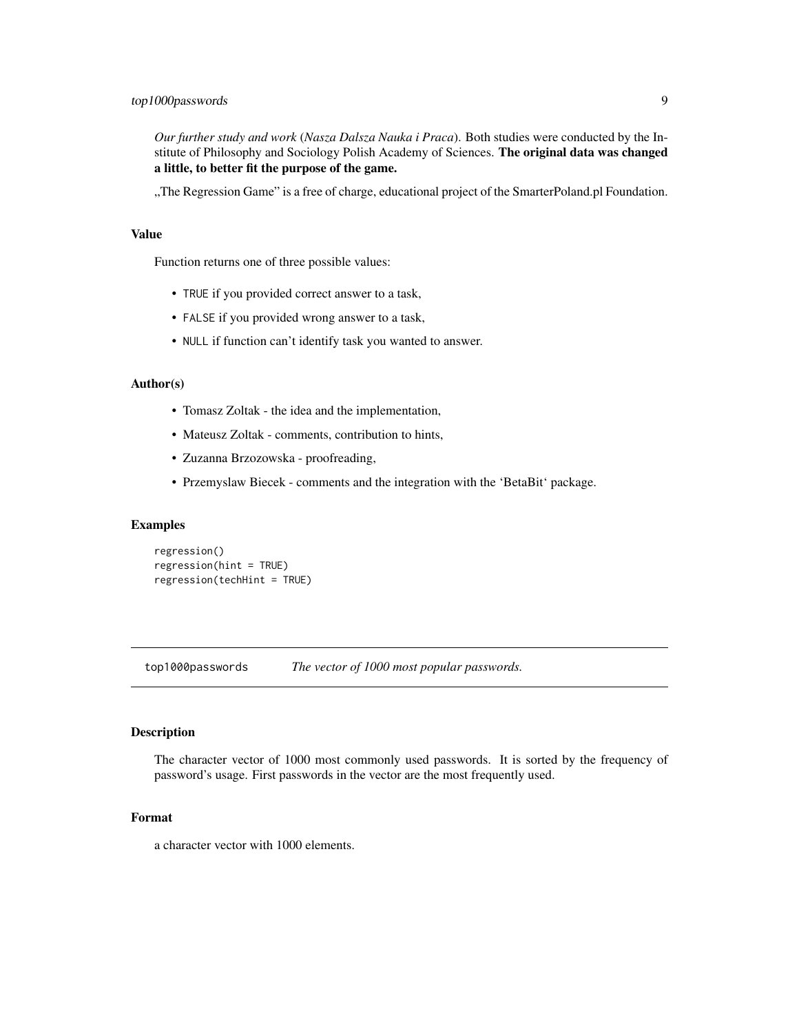*Our further study and work* (*Nasza Dalsza Nauka i Praca*). Both studies were conducted by the Institute of Philosophy and Sociology Polish Academy of Sciences. **The original data was changed a little, to better fit the purpose of the game.**

„The Regression Game" is a free of charge, educational project of the SmarterPoland.pl Foundation.

### Value

Function returns one of three possible values:

- `TRUE` if you provided correct answer to a task,
- `FALSE` if you provided wrong answer to a task,
- `NULL` if function can't identify task you wanted to answer.

### Author(s)

- Tomasz Zoltak - the idea and the implementation,
- Mateusz Zoltak - comments, contribution to hints,
- Zuzanna Brzozowska - proofreading,
- Przemyslaw Biecek - comments and the integration with the 'BetaBit' package.

### Examples

```
regression()
regression(hint = TRUE)
regression(techHint = TRUE)
```

---

## top1000passwords — *The vector of 1000 most popular passwords.*

---

### Description

The character vector of 1000 most commonly used passwords. It is sorted by the frequency of password's usage. First passwords in the vector are the most frequently used.

### Format

a character vector with 1000 elements.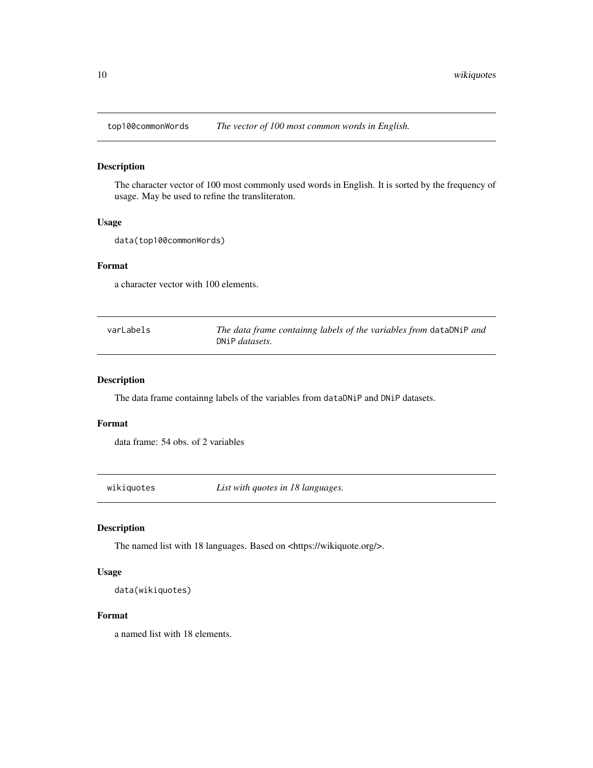## top100commonWords — *The vector of 100 most common words in English.*

### Description

The character vector of 100 most commonly used words in English. It is sorted by the frequency of usage. May be used to refine the transliteraton.

### Usage

```
data(top100commonWords)
```

### Format

a character vector with 100 elements.

## varLabels — *The data frame containng labels of the variables from* `dataDNiP` *and* `DNiP` *datasets.*

### Description

The data frame containng labels of the variables from `dataDNiP` and `DNiP` datasets.

### Format

data frame: 54 obs. of 2 variables

## wikiquotes — *List with quotes in 18 languages.*

### Description

The named list with 18 languages. Based on <https://wikiquote.org/>.

### Usage

```
data(wikiquotes)
```

### Format

a named list with 18 elements.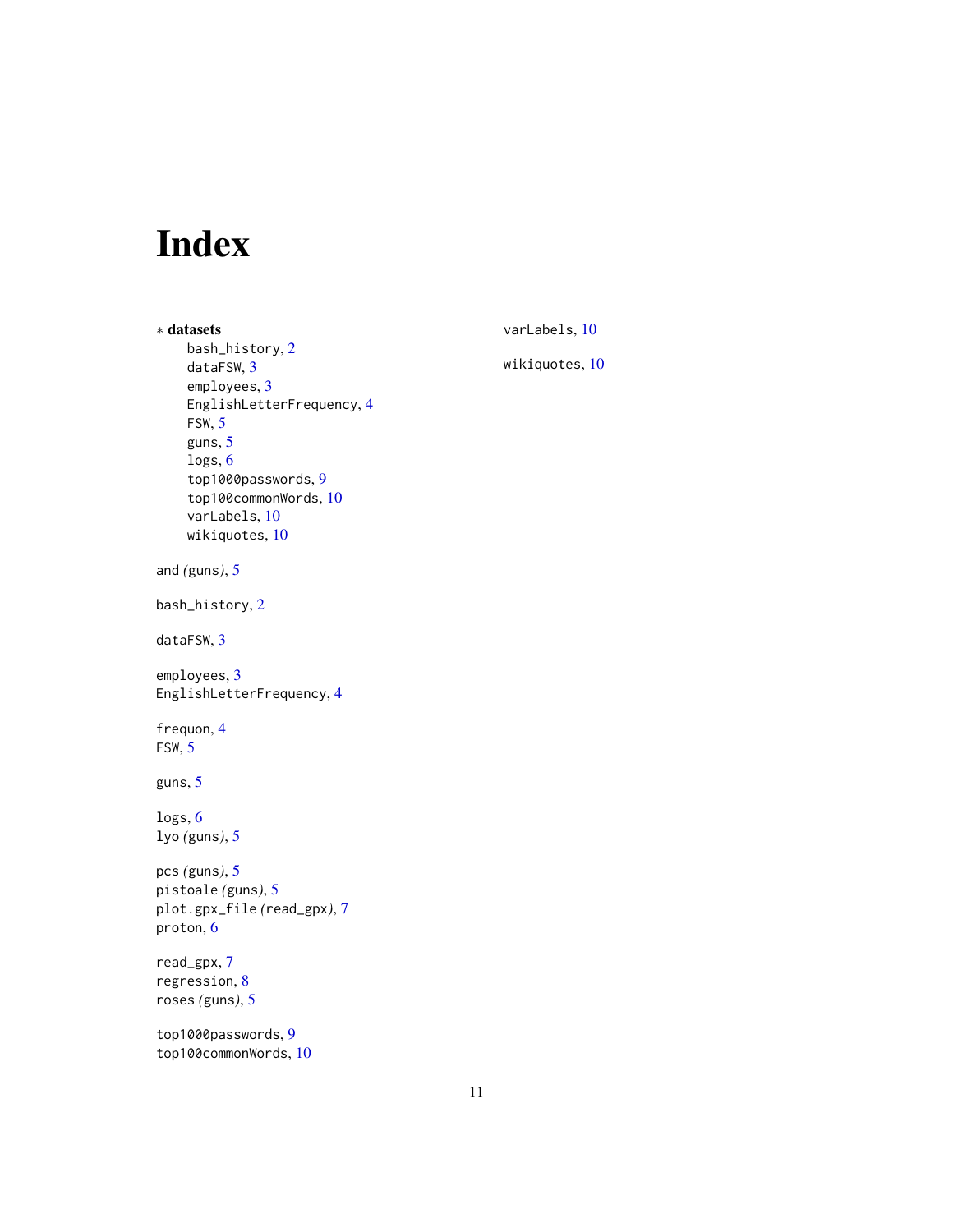# Index

∗ **datasets**

bash_history, 2
dataFSW, 3
employees, 3
EnglishLetterFrequency, 4
FSW, 5
guns, 5
logs, 6
top1000passwords, 9
top100commonWords, 10
varLabels, 10
wikiquotes, 10

and *(guns)*, 5

bash_history, 2

dataFSW, 3

employees, 3
EnglishLetterFrequency, 4

frequon, 4
FSW, 5

guns, 5

logs, 6
lyo *(guns)*, 5

pcs *(guns)*, 5
pistoale *(guns)*, 5
plot.gpx_file *(read_gpx)*, 7
proton, 6

read_gpx, 7
regression, 8
roses *(guns)*, 5

top1000passwords, 9
top100commonWords, 10

varLabels, 10

wikiquotes, 10